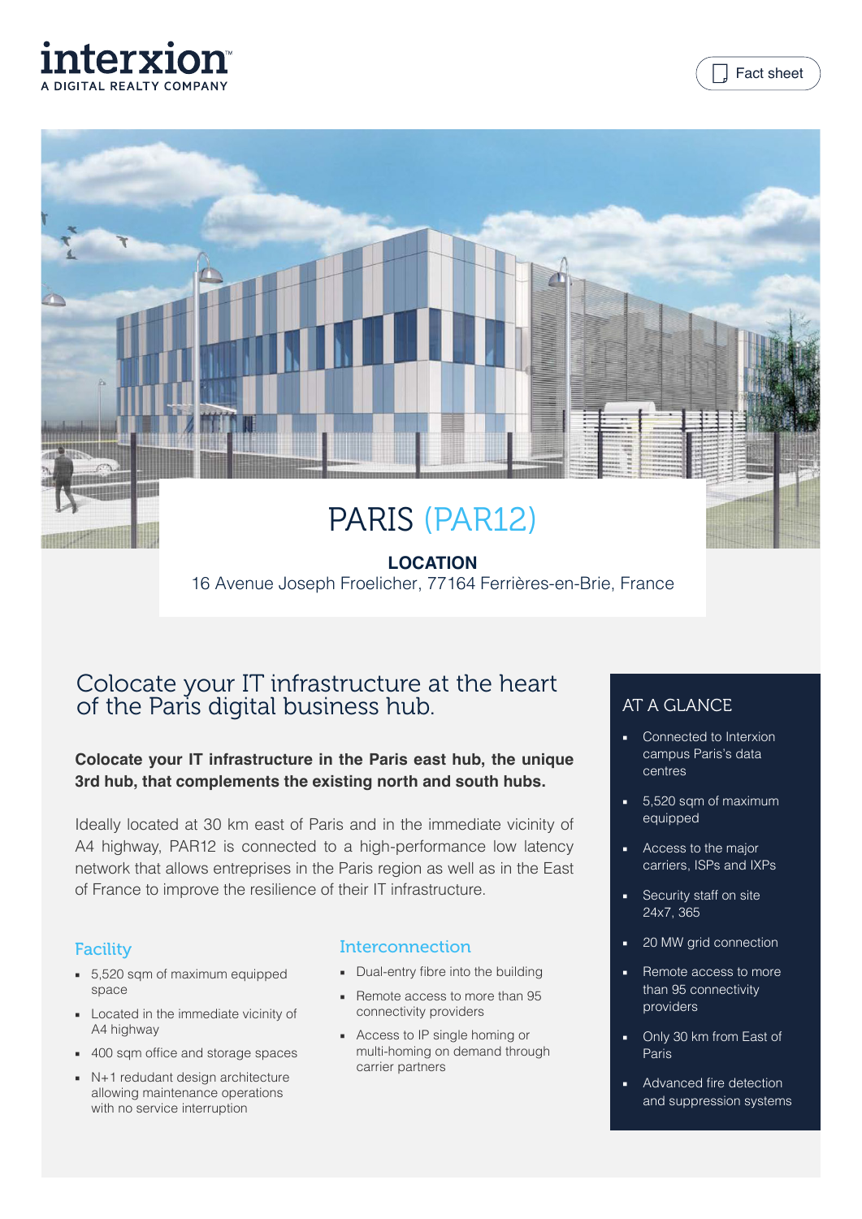interxion
A DIGITAL REALTY COMPANY

Fact sheet

# PARIS (PAR12)

**LOCATION**
16 Avenue Joseph Froelicher, 77164 Ferrières-en-Brie, France

## Colocate your IT infrastructure at the heart of the Paris digital business hub.

**Colocate your IT infrastructure in the Paris east hub, the unique 3rd hub, that complements the existing north and south hubs.**

Ideally located at 30 km east of Paris and in the immediate vicinity of A4 highway, PAR12 is connected to a high-performance low latency network that allows entreprises in the Paris region as well as in the East of France to improve the resilience of their IT infrastructure.

### Facility

- 5,520 sqm of maximum equipped space
- Located in the immediate vicinity of A4 highway
- 400 sqm office and storage spaces
- N+1 redudant design architecture allowing maintenance operations with no service interruption

### Interconnection

- Dual-entry fibre into the building
- Remote access to more than 95 connectivity providers
- Access to IP single homing or multi-homing on demand through carrier partners

### AT A GLANCE

- Connected to Interxion campus Paris's data centres
- 5,520 sqm of maximum equipped
- Access to the major carriers, ISPs and IXPs
- Security staff on site 24x7, 365
- 20 MW grid connection
- Remote access to more than 95 connectivity providers
- Only 30 km from East of Paris
- Advanced fire detection and suppression systems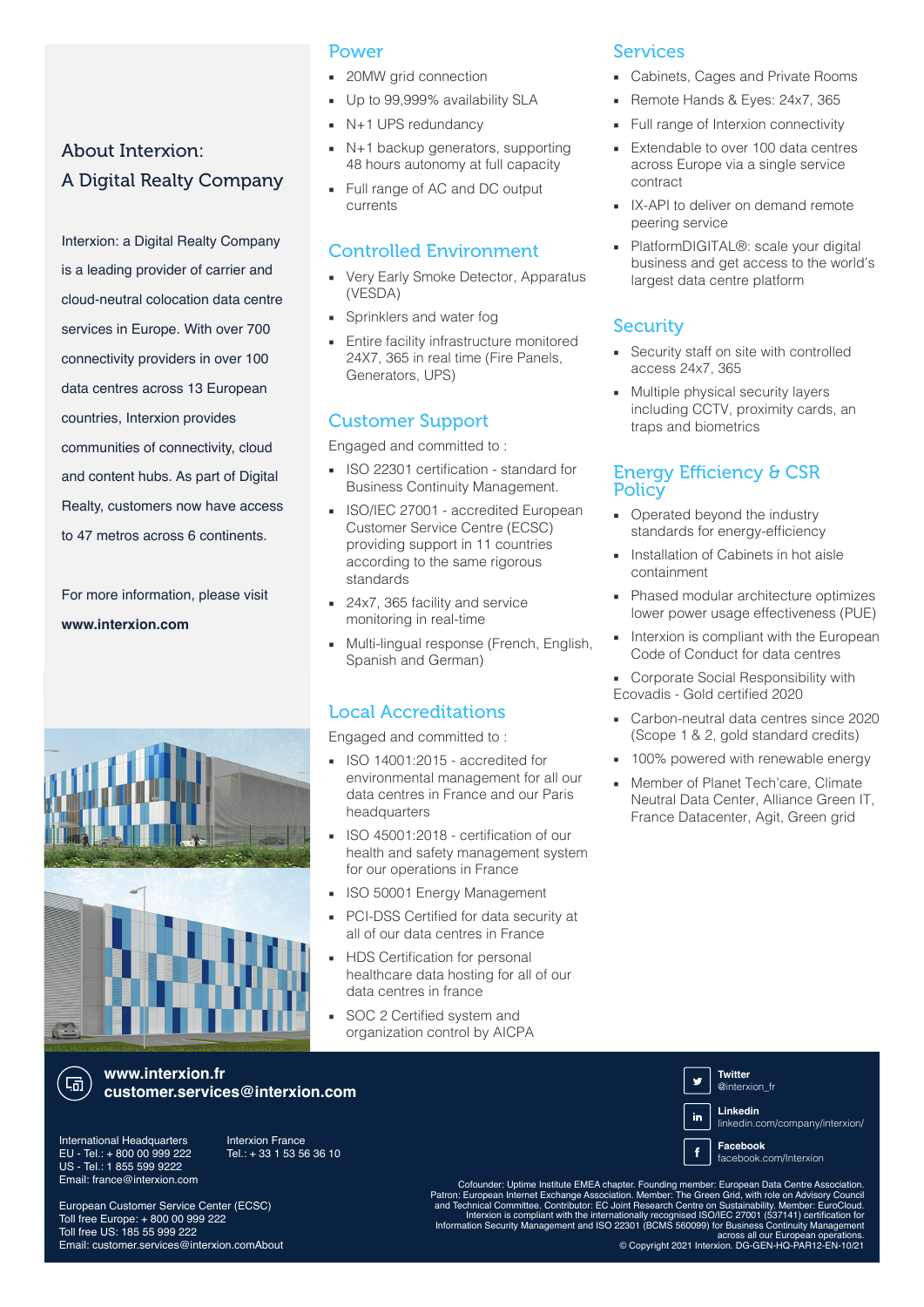## About Interxion: A Digital Realty Company

Interxion: a Digital Realty Company is a leading provider of carrier and cloud-neutral colocation data centre services in Europe. With over 700 connectivity providers in over 100 data centres across 13 European countries, Interxion provides communities of connectivity, cloud and content hubs. As part of Digital Realty, customers now have access to 47 metros across 6 continents.

For more information, please visit **www.interxion.com**

## Power

- 20MW grid connection
- Up to 99,999% availability SLA
- N+1 UPS redundancy
- N+1 backup generators, supporting 48 hours autonomy at full capacity
- Full range of AC and DC output currents

## Controlled Environment

- Very Early Smoke Detector, Apparatus (VESDA)
- Sprinklers and water fog
- Entire facility infrastructure monitored 24X7, 365 in real time (Fire Panels, Generators, UPS)

## Customer Support

Engaged and committed to :

- ISO 22301 certification - standard for Business Continuity Management.
- ISO/IEC 27001 - accredited European Customer Service Centre (ECSC) providing support in 11 countries according to the same rigorous standards
- 24x7, 365 facility and service monitoring in real-time
- Multi-lingual response (French, English, Spanish and German)

## Local Accreditations

Engaged and committed to :

- ISO 14001:2015 - accredited for environmental management for all our data centres in France and our Paris headquarters
- ISO 45001:2018 - certification of our health and safety management system for our operations in France
- ISO 50001 Energy Management
- PCI-DSS Certified for data security at all of our data centres in France
- HDS Certification for personal healthcare data hosting for all of our data centres in france
- SOC 2 Certified system and organization control by AICPA

## Services

- Cabinets, Cages and Private Rooms
- Remote Hands & Eyes: 24x7, 365
- Full range of Interxion connectivity
- Extendable to over 100 data centres across Europe via a single service contract
- IX-API to deliver on demand remote peering service
- PlatformDIGITAL®: scale your digital business and get access to the world's largest data centre platform

## Security

- Security staff on site with controlled access 24x7, 365
- Multiple physical security layers including CCTV, proximity cards, an traps and biometrics

## Energy Efficiency & CSR Policy

- Operated beyond the industry standards for energy-efficiency
- Installation of Cabinets in hot aisle containment
- Phased modular architecture optimizes lower power usage effectiveness (PUE)
- Interxion is compliant with the European Code of Conduct for data centres
- Corporate Social Responsibility with Ecovadis - Gold certified 2020
- Carbon-neutral data centres since 2020 (Scope 1 & 2, gold standard credits)
- 100% powered with renewable energy
- Member of Planet Tech'care, Climate Neutral Data Center, Alliance Green IT, France Datacenter, Agit, Green grid

**www.interxion.fr**
**customer.services@interxion.com**

International Headquarters
EU - Tel.: + 800 00 999 222
US - Tel.: 1 855 599 9222
Email: france@interxion.com

Interxion France
Tel.: + 33 1 53 56 36 10

European Customer Service Center (ECSC)
Toll free Europe: + 800 00 999 222
Toll free US: 185 55 999 222
Email: customer.services@interxion.comAbout

**Twitter**
@interxion_fr

**Linkedin**
linkedin.com/company/interxion/

**Facebook**
facebook.com/Interxion

Cofounder: Uptime Institute EMEA chapter. Founding member: European Data Centre Association. Patron: European Internet Exchange Association. Member: The Green Grid, with role on Advisory Council and Technical Committee. Contributor: EC Joint Research Centre on Sustainability. Member: EuroCloud. Interxion is compliant with the internationally recognised ISO/IEC 27001 (537141) certification for Information Security Management and ISO 22301 (BCMS 560099) for Business Continuity Management across all our European operations.
© Copyright 2021 Interxion. DG-GEN-HQ-PAR12-EN-10/21